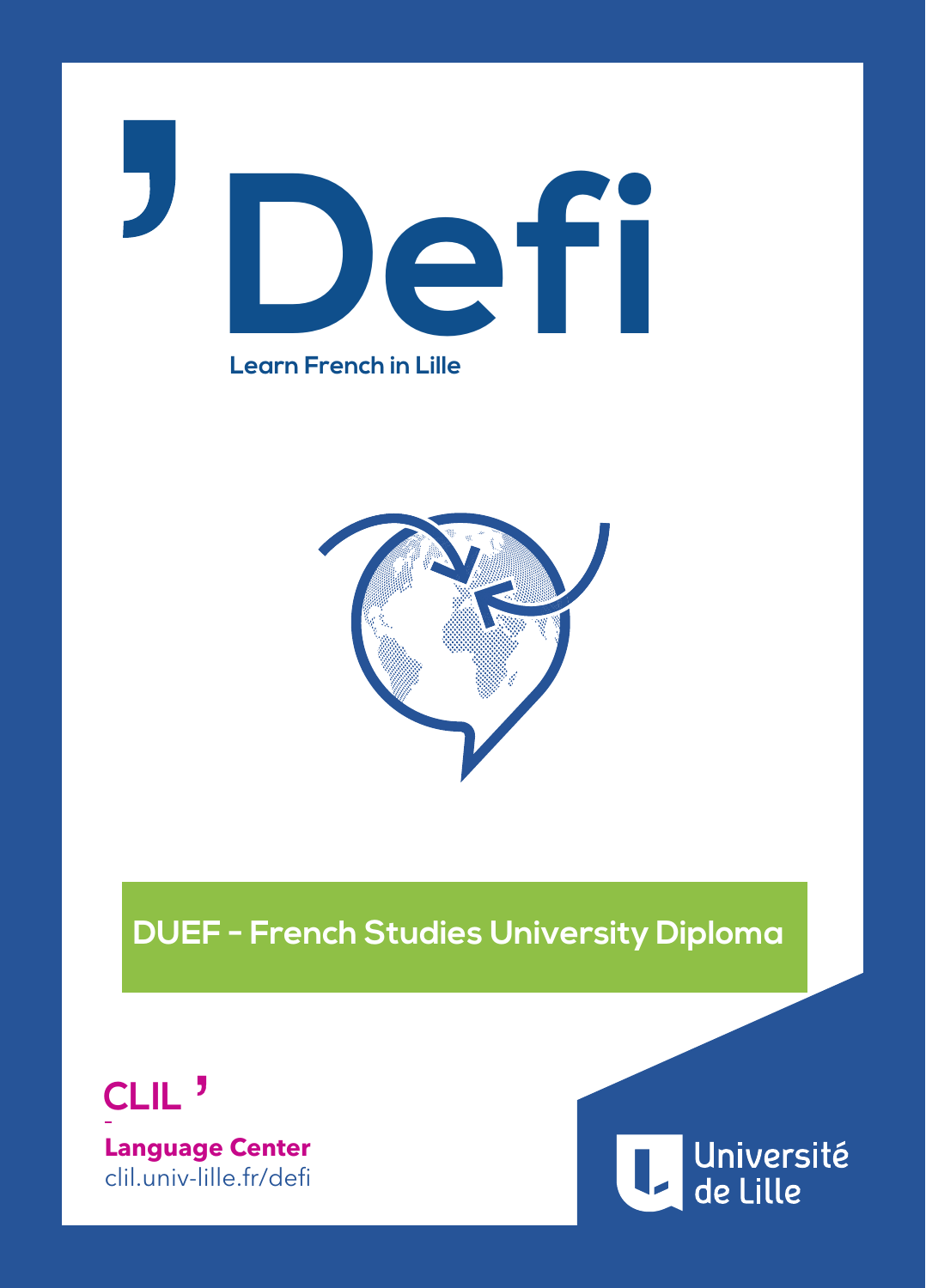# ’Defi

Learn French in Lille

**DUEF - French Studies University Diploma**

**CLIL ’**

**Language Center**

clil.univ-lille.fr/defi

Université de Lille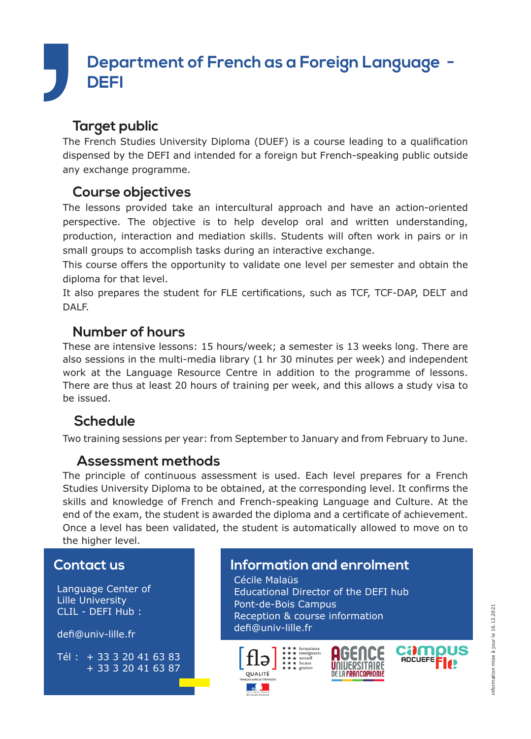# Department of French as a Foreign Language - DEFI

## Target public

The French Studies University Diploma (DUEF) is a course leading to a qualification dispensed by the DEFI and intended for a foreign but French-speaking public outside any exchange programme.

## Course objectives

The lessons provided take an intercultural approach and have an action-oriented perspective. The objective is to help develop oral and written understanding, production, interaction and mediation skills. Students will often work in pairs or in small groups to accomplish tasks during an interactive exchange.

This course offers the opportunity to validate one level per semester and obtain the diploma for that level.

It also prepares the student for FLE certifications, such as TCF, TCF-DAP, DELT and DALF.

## Number of hours

These are intensive lessons: 15 hours/week; a semester is 13 weeks long. There are also sessions in the multi-media library (1 hr 30 minutes per week) and independent work at the Language Resource Centre in addition to the programme of lessons. There are thus at least 20 hours of training per week, and this allows a study visa to be issued.

## Schedule

Two training sessions per year: from September to January and from February to June.

## Assessment methods

The principle of continuous assessment is used. Each level prepares for a French Studies University Diploma to be obtained, at the corresponding level. It confirms the skills and knowledge of French and French-speaking Language and Culture. At the end of the exam, the student is awarded the diploma and a certificate of achievement. Once a level has been validated, the student is automatically allowed to move on to the higher level.

## Contact us

Language Center of Lille University
CLIL - DEFI Hub :

defi@univ-lille.fr

Tél : + 33 3 20 41 63 83
+ 33 3 20 41 63 87

## Information and enrolment

Cécile Malaüs
Educational Director of the DEFI hub
Pont-de-Bois Campus
Reception & course information
defi@univ-lille.fr

[flə] QUALITÉ FRANÇAIS LANGUE ÉTRANGÈRE — formations, enseignants, accueil, locaux, gestion

AGENCE UNIVERSITAIRE DE LA FRANCOPHONIE

campus ADCUEFE Fle

information mise à jour le 16.12.2021